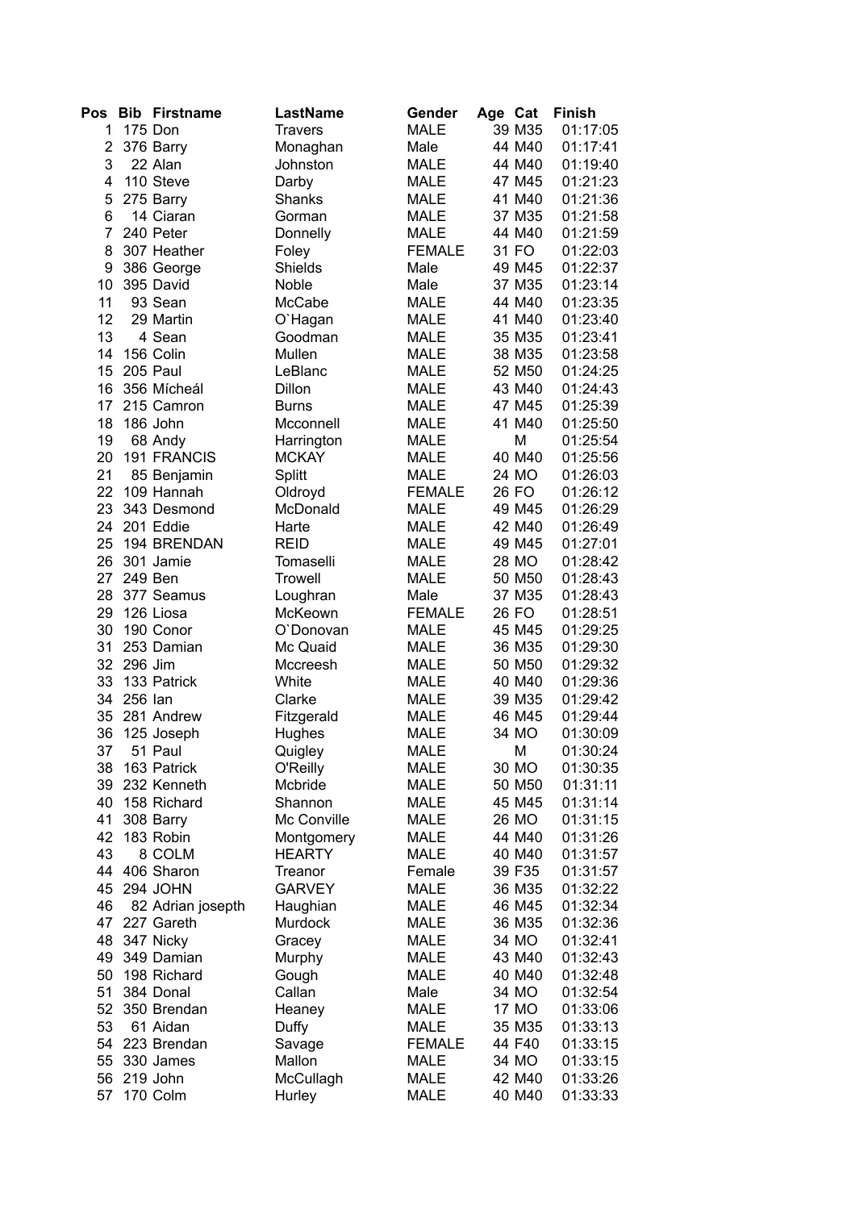| Pos | Bib | Firstname | LastName | Gender | Age | Cat | Finish |
|---|---|---|---|---|---|---|---|
| 1 | 175 | Don | Travers | MALE | 39 | M35 | 01:17:05 |
| 2 | 376 | Barry | Monaghan | Male | 44 | M40 | 01:17:41 |
| 3 | 22 | Alan | Johnston | MALE | 44 | M40 | 01:19:40 |
| 4 | 110 | Steve | Darby | MALE | 47 | M45 | 01:21:23 |
| 5 | 275 | Barry | Shanks | MALE | 41 | M40 | 01:21:36 |
| 6 | 14 | Ciaran | Gorman | MALE | 37 | M35 | 01:21:58 |
| 7 | 240 | Peter | Donnelly | MALE | 44 | M40 | 01:21:59 |
| 8 | 307 | Heather | Foley | FEMALE | 31 | FO | 01:22:03 |
| 9 | 386 | George | Shields | Male | 49 | M45 | 01:22:37 |
| 10 | 395 | David | Noble | Male | 37 | M35 | 01:23:14 |
| 11 | 93 | Sean | McCabe | MALE | 44 | M40 | 01:23:35 |
| 12 | 29 | Martin | O`Hagan | MALE | 41 | M40 | 01:23:40 |
| 13 | 4 | Sean | Goodman | MALE | 35 | M35 | 01:23:41 |
| 14 | 156 | Colin | Mullen | MALE | 38 | M35 | 01:23:58 |
| 15 | 205 | Paul | LeBlanc | MALE | 52 | M50 | 01:24:25 |
| 16 | 356 | Mícheál | Dillon | MALE | 43 | M40 | 01:24:43 |
| 17 | 215 | Camron | Burns | MALE | 47 | M45 | 01:25:39 |
| 18 | 186 | John | Mcconnell | MALE | 41 | M40 | 01:25:50 |
| 19 | 68 | Andy | Harrington | MALE | | M | 01:25:54 |
| 20 | 191 | FRANCIS | MCKAY | MALE | 40 | M40 | 01:25:56 |
| 21 | 85 | Benjamin | Splitt | MALE | 24 | MO | 01:26:03 |
| 22 | 109 | Hannah | Oldroyd | FEMALE | 26 | FO | 01:26:12 |
| 23 | 343 | Desmond | McDonald | MALE | 49 | M45 | 01:26:29 |
| 24 | 201 | Eddie | Harte | MALE | 42 | M40 | 01:26:49 |
| 25 | 194 | BRENDAN | REID | MALE | 49 | M45 | 01:27:01 |
| 26 | 301 | Jamie | Tomaselli | MALE | 28 | MO | 01:28:42 |
| 27 | 249 | Ben | Trowell | MALE | 50 | M50 | 01:28:43 |
| 28 | 377 | Seamus | Loughran | Male | 37 | M35 | 01:28:43 |
| 29 | 126 | Liosa | McKeown | FEMALE | 26 | FO | 01:28:51 |
| 30 | 190 | Conor | O`Donovan | MALE | 45 | M45 | 01:29:25 |
| 31 | 253 | Damian | Mc Quaid | MALE | 36 | M35 | 01:29:30 |
| 32 | 296 | Jim | Mccreesh | MALE | 50 | M50 | 01:29:32 |
| 33 | 133 | Patrick | White | MALE | 40 | M40 | 01:29:36 |
| 34 | 256 | Ian | Clarke | MALE | 39 | M35 | 01:29:42 |
| 35 | 281 | Andrew | Fitzgerald | MALE | 46 | M45 | 01:29:44 |
| 36 | 125 | Joseph | Hughes | MALE | 34 | MO | 01:30:09 |
| 37 | 51 | Paul | Quigley | MALE | | M | 01:30:24 |
| 38 | 163 | Patrick | O'Reilly | MALE | 30 | MO | 01:30:35 |
| 39 | 232 | Kenneth | Mcbride | MALE | 50 | M50 | 01:31:11 |
| 40 | 158 | Richard | Shannon | MALE | 45 | M45 | 01:31:14 |
| 41 | 308 | Barry | Mc Conville | MALE | 26 | MO | 01:31:15 |
| 42 | 183 | Robin | Montgomery | MALE | 44 | M40 | 01:31:26 |
| 43 | 8 | COLM | HEARTY | MALE | 40 | M40 | 01:31:57 |
| 44 | 406 | Sharon | Treanor | Female | 39 | F35 | 01:31:57 |
| 45 | 294 | JOHN | GARVEY | MALE | 36 | M35 | 01:32:22 |
| 46 | 82 | Adrian joseph | Haughian | MALE | 46 | M45 | 01:32:34 |
| 47 | 227 | Gareth | Murdock | MALE | 36 | M35 | 01:32:36 |
| 48 | 347 | Nicky | Gracey | MALE | 34 | MO | 01:32:41 |
| 49 | 349 | Damian | Murphy | MALE | 43 | M40 | 01:32:43 |
| 50 | 198 | Richard | Gough | MALE | 40 | M40 | 01:32:48 |
| 51 | 384 | Donal | Callan | Male | 34 | MO | 01:32:54 |
| 52 | 350 | Brendan | Heaney | MALE | 17 | MO | 01:33:06 |
| 53 | 61 | Aidan | Duffy | MALE | 35 | M35 | 01:33:13 |
| 54 | 223 | Brendan | Savage | FEMALE | 44 | F40 | 01:33:15 |
| 55 | 330 | James | Mallon | MALE | 34 | MO | 01:33:15 |
| 56 | 219 | John | McCullagh | MALE | 42 | M40 | 01:33:26 |
| 57 | 170 | Colm | Hurley | MALE | 40 | M40 | 01:33:33 |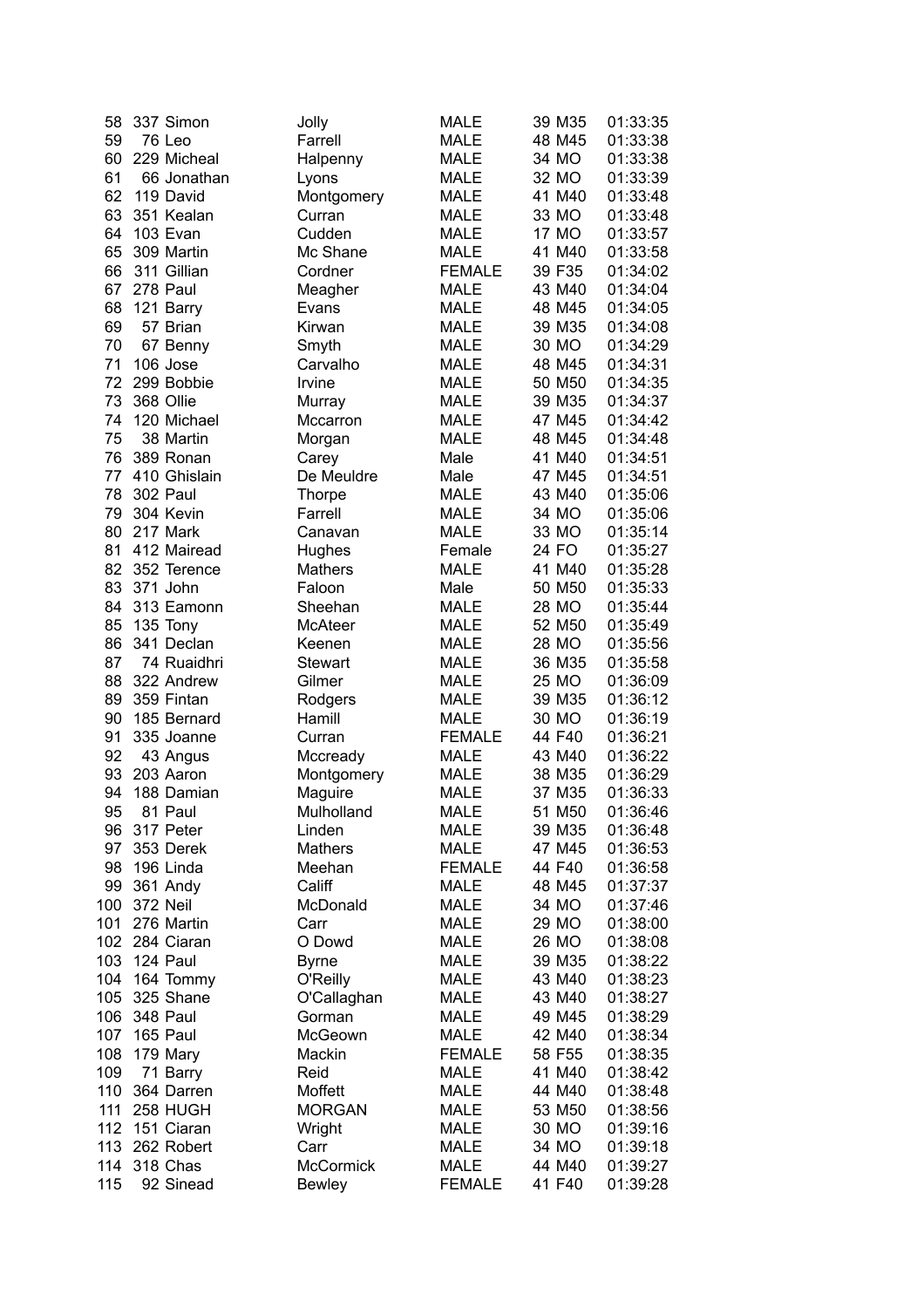| | | | | | | | |
|---|---|---|---|---|---|---|---|
| 58 | 337 | Simon | Jolly | MALE | 39 | M35 | 01:33:35 |
| 59 | 76 | Leo | Farrell | MALE | 48 | M45 | 01:33:38 |
| 60 | 229 | Micheal | Halpenny | MALE | 34 | MO | 01:33:38 |
| 61 | 66 | Jonathan | Lyons | MALE | 32 | MO | 01:33:39 |
| 62 | 119 | David | Montgomery | MALE | 41 | M40 | 01:33:48 |
| 63 | 351 | Kealan | Curran | MALE | 33 | MO | 01:33:48 |
| 64 | 103 | Evan | Cudden | MALE | 17 | MO | 01:33:57 |
| 65 | 309 | Martin | Mc Shane | MALE | 41 | M40 | 01:33:58 |
| 66 | 311 | Gillian | Cordner | FEMALE | 39 | F35 | 01:34:02 |
| 67 | 278 | Paul | Meagher | MALE | 43 | M40 | 01:34:04 |
| 68 | 121 | Barry | Evans | MALE | 48 | M45 | 01:34:05 |
| 69 | 57 | Brian | Kirwan | MALE | 39 | M35 | 01:34:08 |
| 70 | 67 | Benny | Smyth | MALE | 30 | MO | 01:34:29 |
| 71 | 106 | Jose | Carvalho | MALE | 48 | M45 | 01:34:31 |
| 72 | 299 | Bobbie | Irvine | MALE | 50 | M50 | 01:34:35 |
| 73 | 368 | Ollie | Murray | MALE | 39 | M35 | 01:34:37 |
| 74 | 120 | Michael | Mccarron | MALE | 47 | M45 | 01:34:42 |
| 75 | 38 | Martin | Morgan | MALE | 48 | M45 | 01:34:48 |
| 76 | 389 | Ronan | Carey | Male | 41 | M40 | 01:34:51 |
| 77 | 410 | Ghislain | De Meuldre | Male | 47 | M45 | 01:34:51 |
| 78 | 302 | Paul | Thorpe | MALE | 43 | M40 | 01:35:06 |
| 79 | 304 | Kevin | Farrell | MALE | 34 | MO | 01:35:06 |
| 80 | 217 | Mark | Canavan | MALE | 33 | MO | 01:35:14 |
| 81 | 412 | Mairead | Hughes | Female | 24 | FO | 01:35:27 |
| 82 | 352 | Terence | Mathers | MALE | 41 | M40 | 01:35:28 |
| 83 | 371 | John | Faloon | Male | 50 | M50 | 01:35:33 |
| 84 | 313 | Eamonn | Sheehan | MALE | 28 | MO | 01:35:44 |
| 85 | 135 | Tony | McAteer | MALE | 52 | M50 | 01:35:49 |
| 86 | 341 | Declan | Keenen | MALE | 28 | MO | 01:35:56 |
| 87 | 74 | Ruaidhri | Stewart | MALE | 36 | M35 | 01:35:58 |
| 88 | 322 | Andrew | Gilmer | MALE | 25 | MO | 01:36:09 |
| 89 | 359 | Fintan | Rodgers | MALE | 39 | M35 | 01:36:12 |
| 90 | 185 | Bernard | Hamill | MALE | 30 | MO | 01:36:19 |
| 91 | 335 | Joanne | Curran | FEMALE | 44 | F40 | 01:36:21 |
| 92 | 43 | Angus | Mccready | MALE | 43 | M40 | 01:36:22 |
| 93 | 203 | Aaron | Montgomery | MALE | 38 | M35 | 01:36:29 |
| 94 | 188 | Damian | Maguire | MALE | 37 | M35 | 01:36:33 |
| 95 | 81 | Paul | Mulholland | MALE | 51 | M50 | 01:36:46 |
| 96 | 317 | Peter | Linden | MALE | 39 | M35 | 01:36:48 |
| 97 | 353 | Derek | Mathers | MALE | 47 | M45 | 01:36:53 |
| 98 | 196 | Linda | Meehan | FEMALE | 44 | F40 | 01:36:58 |
| 99 | 361 | Andy | Califf | MALE | 48 | M45 | 01:37:37 |
| 100 | 372 | Neil | McDonald | MALE | 34 | MO | 01:37:46 |
| 101 | 276 | Martin | Carr | MALE | 29 | MO | 01:38:00 |
| 102 | 284 | Ciaran | O Dowd | MALE | 26 | MO | 01:38:08 |
| 103 | 124 | Paul | Byrne | MALE | 39 | M35 | 01:38:22 |
| 104 | 164 | Tommy | O'Reilly | MALE | 43 | M40 | 01:38:23 |
| 105 | 325 | Shane | O'Callaghan | MALE | 43 | M40 | 01:38:27 |
| 106 | 348 | Paul | Gorman | MALE | 49 | M45 | 01:38:29 |
| 107 | 165 | Paul | McGeown | MALE | 42 | M40 | 01:38:34 |
| 108 | 179 | Mary | Mackin | FEMALE | 58 | F55 | 01:38:35 |
| 109 | 71 | Barry | Reid | MALE | 41 | M40 | 01:38:42 |
| 110 | 364 | Darren | Moffett | MALE | 44 | M40 | 01:38:48 |
| 111 | 258 | HUGH | MORGAN | MALE | 53 | M50 | 01:38:56 |
| 112 | 151 | Ciaran | Wright | MALE | 30 | MO | 01:39:16 |
| 113 | 262 | Robert | Carr | MALE | 34 | MO | 01:39:18 |
| 114 | 318 | Chas | McCormick | MALE | 44 | M40 | 01:39:27 |
| 115 | 92 | Sinead | Bewley | FEMALE | 41 | F40 | 01:39:28 |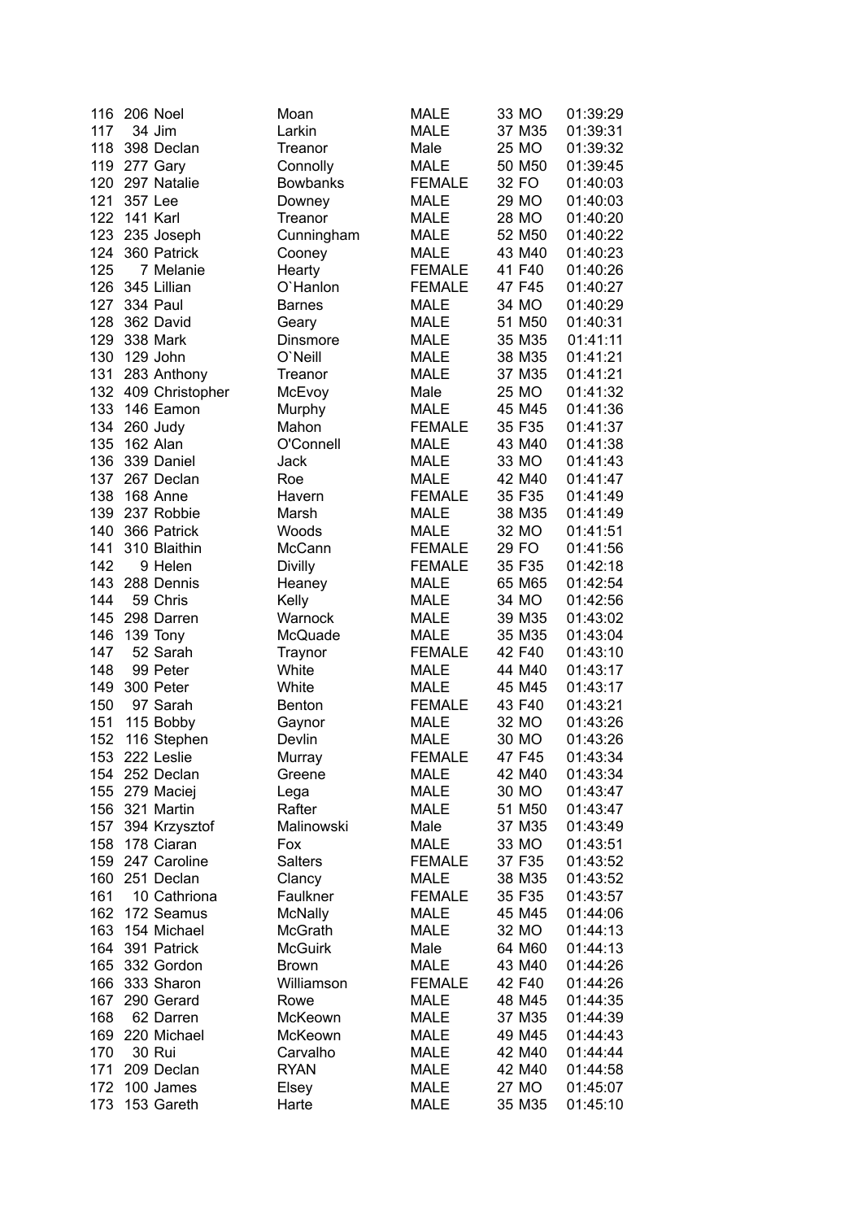| | | | | | | | |
|---|---|---|---|---|---|---|---|
| 116 | 206 | Noel | Moan | MALE | 33 | MO | 01:39:29 |
| 117 | 34 | Jim | Larkin | MALE | 37 | M35 | 01:39:31 |
| 118 | 398 | Declan | Treanor | Male | 25 | MO | 01:39:32 |
| 119 | 277 | Gary | Connolly | MALE | 50 | M50 | 01:39:45 |
| 120 | 297 | Natalie | Bowbanks | FEMALE | 32 | FO | 01:40:03 |
| 121 | 357 | Lee | Downey | MALE | 29 | MO | 01:40:03 |
| 122 | 141 | Karl | Treanor | MALE | 28 | MO | 01:40:20 |
| 123 | 235 | Joseph | Cunningham | MALE | 52 | M50 | 01:40:22 |
| 124 | 360 | Patrick | Cooney | MALE | 43 | M40 | 01:40:23 |
| 125 | 7 | Melanie | Hearty | FEMALE | 41 | F40 | 01:40:26 |
| 126 | 345 | Lillian | O`Hanlon | FEMALE | 47 | F45 | 01:40:27 |
| 127 | 334 | Paul | Barnes | MALE | 34 | MO | 01:40:29 |
| 128 | 362 | David | Geary | MALE | 51 | M50 | 01:40:31 |
| 129 | 338 | Mark | Dinsmore | MALE | 35 | M35 | 01:41:11 |
| 130 | 129 | John | O`Neill | MALE | 38 | M35 | 01:41:21 |
| 131 | 283 | Anthony | Treanor | MALE | 37 | M35 | 01:41:21 |
| 132 | 409 | Christopher | McEvoy | Male | 25 | MO | 01:41:32 |
| 133 | 146 | Eamon | Murphy | MALE | 45 | M45 | 01:41:36 |
| 134 | 260 | Judy | Mahon | FEMALE | 35 | F35 | 01:41:37 |
| 135 | 162 | Alan | O'Connell | MALE | 43 | M40 | 01:41:38 |
| 136 | 339 | Daniel | Jack | MALE | 33 | MO | 01:41:43 |
| 137 | 267 | Declan | Roe | MALE | 42 | M40 | 01:41:47 |
| 138 | 168 | Anne | Havern | FEMALE | 35 | F35 | 01:41:49 |
| 139 | 237 | Robbie | Marsh | MALE | 38 | M35 | 01:41:49 |
| 140 | 366 | Patrick | Woods | MALE | 32 | MO | 01:41:51 |
| 141 | 310 | Blaithin | McCann | FEMALE | 29 | FO | 01:41:56 |
| 142 | 9 | Helen | Divilly | FEMALE | 35 | F35 | 01:42:18 |
| 143 | 288 | Dennis | Heaney | MALE | 65 | M65 | 01:42:54 |
| 144 | 59 | Chris | Kelly | MALE | 34 | MO | 01:42:56 |
| 145 | 298 | Darren | Warnock | MALE | 39 | M35 | 01:43:02 |
| 146 | 139 | Tony | McQuade | MALE | 35 | M35 | 01:43:04 |
| 147 | 52 | Sarah | Traynor | FEMALE | 42 | F40 | 01:43:10 |
| 148 | 99 | Peter | White | MALE | 44 | M40 | 01:43:17 |
| 149 | 300 | Peter | White | MALE | 45 | M45 | 01:43:17 |
| 150 | 97 | Sarah | Benton | FEMALE | 43 | F40 | 01:43:21 |
| 151 | 115 | Bobby | Gaynor | MALE | 32 | MO | 01:43:26 |
| 152 | 116 | Stephen | Devlin | MALE | 30 | MO | 01:43:26 |
| 153 | 222 | Leslie | Murray | FEMALE | 47 | F45 | 01:43:34 |
| 154 | 252 | Declan | Greene | MALE | 42 | M40 | 01:43:34 |
| 155 | 279 | Maciej | Lega | MALE | 30 | MO | 01:43:47 |
| 156 | 321 | Martin | Rafter | MALE | 51 | M50 | 01:43:47 |
| 157 | 394 | Krzysztof | Malinowski | Male | 37 | M35 | 01:43:49 |
| 158 | 178 | Ciaran | Fox | MALE | 33 | MO | 01:43:51 |
| 159 | 247 | Caroline | Salters | FEMALE | 37 | F35 | 01:43:52 |
| 160 | 251 | Declan | Clancy | MALE | 38 | M35 | 01:43:52 |
| 161 | 10 | Cathriona | Faulkner | FEMALE | 35 | F35 | 01:43:57 |
| 162 | 172 | Seamus | McNally | MALE | 45 | M45 | 01:44:06 |
| 163 | 154 | Michael | McGrath | MALE | 32 | MO | 01:44:13 |
| 164 | 391 | Patrick | McGuirk | Male | 64 | M60 | 01:44:13 |
| 165 | 332 | Gordon | Brown | MALE | 43 | M40 | 01:44:26 |
| 166 | 333 | Sharon | Williamson | FEMALE | 42 | F40 | 01:44:26 |
| 167 | 290 | Gerard | Rowe | MALE | 48 | M45 | 01:44:35 |
| 168 | 62 | Darren | McKeown | MALE | 37 | M35 | 01:44:39 |
| 169 | 220 | Michael | McKeown | MALE | 49 | M45 | 01:44:43 |
| 170 | 30 | Rui | Carvalho | MALE | 42 | M40 | 01:44:44 |
| 171 | 209 | Declan | RYAN | MALE | 42 | M40 | 01:44:58 |
| 172 | 100 | James | Elsey | MALE | 27 | MO | 01:45:07 |
| 173 | 153 | Gareth | Harte | MALE | 35 | M35 | 01:45:10 |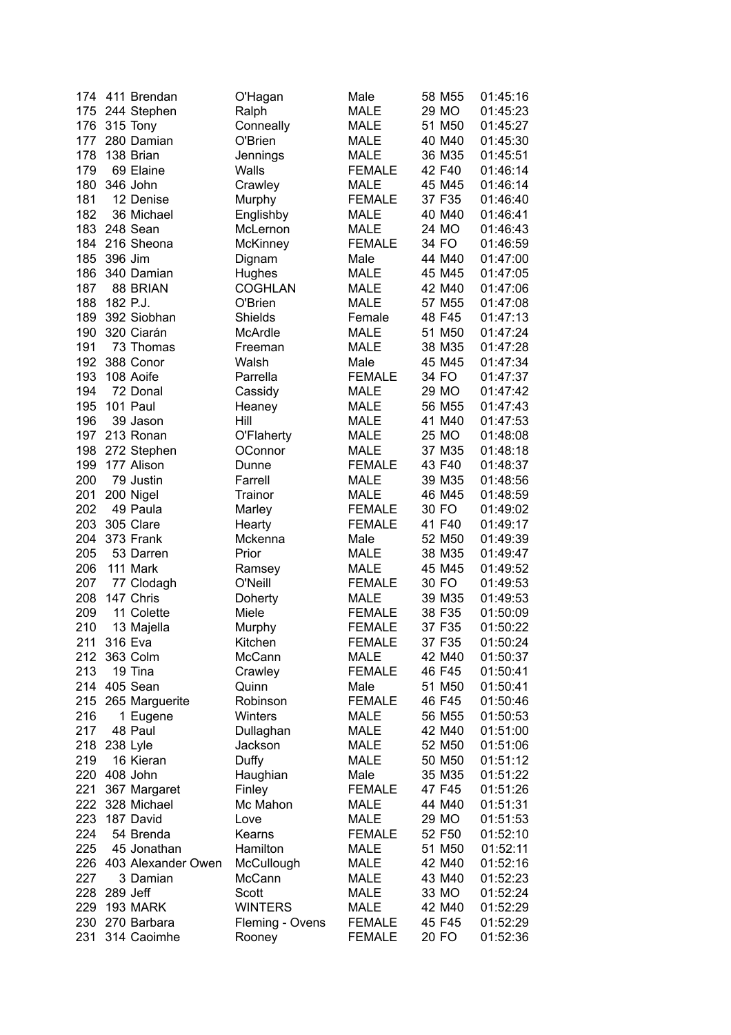| | | | | | | | |
|---|---|---|---|---|---|---|---|
| 174 | 411 | Brendan | O'Hagan | Male | 58 | M55 | 01:45:16 |
| 175 | 244 | Stephen | Ralph | MALE | 29 | MO | 01:45:23 |
| 176 | 315 | Tony | Conneally | MALE | 51 | M50 | 01:45:27 |
| 177 | 280 | Damian | O'Brien | MALE | 40 | M40 | 01:45:30 |
| 178 | 138 | Brian | Jennings | MALE | 36 | M35 | 01:45:51 |
| 179 | 69 | Elaine | Walls | FEMALE | 42 | F40 | 01:46:14 |
| 180 | 346 | John | Crawley | MALE | 45 | M45 | 01:46:14 |
| 181 | 12 | Denise | Murphy | FEMALE | 37 | F35 | 01:46:40 |
| 182 | 36 | Michael | Englishby | MALE | 40 | M40 | 01:46:41 |
| 183 | 248 | Sean | McLernon | MALE | 24 | MO | 01:46:43 |
| 184 | 216 | Sheona | McKinney | FEMALE | 34 | FO | 01:46:59 |
| 185 | 396 | Jim | Dignam | Male | 44 | M40 | 01:47:00 |
| 186 | 340 | Damian | Hughes | MALE | 45 | M45 | 01:47:05 |
| 187 | 88 | BRIAN | COGHLAN | MALE | 42 | M40 | 01:47:06 |
| 188 | 182 | P.J. | O'Brien | MALE | 57 | M55 | 01:47:08 |
| 189 | 392 | Siobhan | Shields | Female | 48 | F45 | 01:47:13 |
| 190 | 320 | Ciarán | McArdle | MALE | 51 | M50 | 01:47:24 |
| 191 | 73 | Thomas | Freeman | MALE | 38 | M35 | 01:47:28 |
| 192 | 388 | Conor | Walsh | Male | 45 | M45 | 01:47:34 |
| 193 | 108 | Aoife | Parrella | FEMALE | 34 | FO | 01:47:37 |
| 194 | 72 | Donal | Cassidy | MALE | 29 | MO | 01:47:42 |
| 195 | 101 | Paul | Heaney | MALE | 56 | M55 | 01:47:43 |
| 196 | 39 | Jason | Hill | MALE | 41 | M40 | 01:47:53 |
| 197 | 213 | Ronan | O'Flaherty | MALE | 25 | MO | 01:48:08 |
| 198 | 272 | Stephen | OConnor | MALE | 37 | M35 | 01:48:18 |
| 199 | 177 | Alison | Dunne | FEMALE | 43 | F40 | 01:48:37 |
| 200 | 79 | Justin | Farrell | MALE | 39 | M35 | 01:48:56 |
| 201 | 200 | Nigel | Trainor | MALE | 46 | M45 | 01:48:59 |
| 202 | 49 | Paula | Marley | FEMALE | 30 | FO | 01:49:02 |
| 203 | 305 | Clare | Hearty | FEMALE | 41 | F40 | 01:49:17 |
| 204 | 373 | Frank | Mckenna | Male | 52 | M50 | 01:49:39 |
| 205 | 53 | Darren | Prior | MALE | 38 | M35 | 01:49:47 |
| 206 | 111 | Mark | Ramsey | MALE | 45 | M45 | 01:49:52 |
| 207 | 77 | Clodagh | O'Neill | FEMALE | 30 | FO | 01:49:53 |
| 208 | 147 | Chris | Doherty | MALE | 39 | M35 | 01:49:53 |
| 209 | 11 | Colette | Miele | FEMALE | 38 | F35 | 01:50:09 |
| 210 | 13 | Majella | Murphy | FEMALE | 37 | F35 | 01:50:22 |
| 211 | 316 | Eva | Kitchen | FEMALE | 37 | F35 | 01:50:24 |
| 212 | 363 | Colm | McCann | MALE | 42 | M40 | 01:50:37 |
| 213 | 19 | Tina | Crawley | FEMALE | 46 | F45 | 01:50:41 |
| 214 | 405 | Sean | Quinn | Male | 51 | M50 | 01:50:41 |
| 215 | 265 | Marguerite | Robinson | FEMALE | 46 | F45 | 01:50:46 |
| 216 | 1 | Eugene | Winters | MALE | 56 | M55 | 01:50:53 |
| 217 | 48 | Paul | Dullaghan | MALE | 42 | M40 | 01:51:00 |
| 218 | 238 | Lyle | Jackson | MALE | 52 | M50 | 01:51:06 |
| 219 | 16 | Kieran | Duffy | MALE | 50 | M50 | 01:51:12 |
| 220 | 408 | John | Haughian | Male | 35 | M35 | 01:51:22 |
| 221 | 367 | Margaret | Finley | FEMALE | 47 | F45 | 01:51:26 |
| 222 | 328 | Michael | Mc Mahon | MALE | 44 | M40 | 01:51:31 |
| 223 | 187 | David | Love | MALE | 29 | MO | 01:51:53 |
| 224 | 54 | Brenda | Kearns | FEMALE | 52 | F50 | 01:52:10 |
| 225 | 45 | Jonathan | Hamilton | MALE | 51 | M50 | 01:52:11 |
| 226 | 403 | Alexander Owen | McCullough | MALE | 42 | M40 | 01:52:16 |
| 227 | 3 | Damian | McCann | MALE | 43 | M40 | 01:52:23 |
| 228 | 289 | Jeff | Scott | MALE | 33 | MO | 01:52:24 |
| 229 | 193 | MARK | WINTERS | MALE | 42 | M40 | 01:52:29 |
| 230 | 270 | Barbara | Fleming - Ovens | FEMALE | 45 | F45 | 01:52:29 |
| 231 | 314 | Caoimhe | Rooney | FEMALE | 20 | FO | 01:52:36 |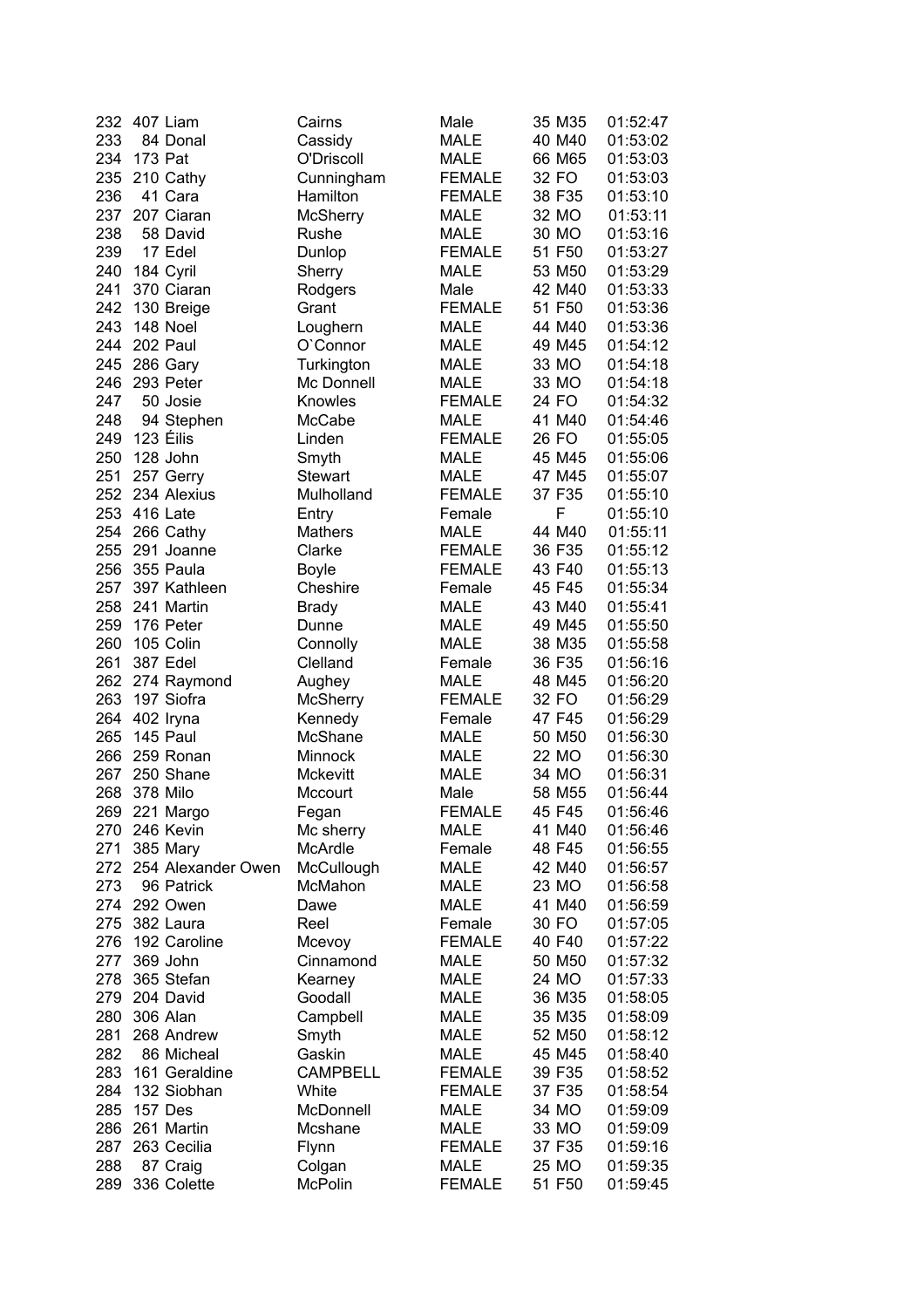| | | | | | | | |
|---|---|---|---|---|---|---|---|
| 232 | 407 | Liam | Cairns | Male | 35 | M35 | 01:52:47 |
| 233 | 84 | Donal | Cassidy | MALE | 40 | M40 | 01:53:02 |
| 234 | 173 | Pat | O'Driscoll | MALE | 66 | M65 | 01:53:03 |
| 235 | 210 | Cathy | Cunningham | FEMALE | 32 | FO | 01:53:03 |
| 236 | 41 | Cara | Hamilton | FEMALE | 38 | F35 | 01:53:10 |
| 237 | 207 | Ciaran | McSherry | MALE | 32 | MO | 01:53:11 |
| 238 | 58 | David | Rushe | MALE | 30 | MO | 01:53:16 |
| 239 | 17 | Edel | Dunlop | FEMALE | 51 | F50 | 01:53:27 |
| 240 | 184 | Cyril | Sherry | MALE | 53 | M50 | 01:53:29 |
| 241 | 370 | Ciaran | Rodgers | Male | 42 | M40 | 01:53:33 |
| 242 | 130 | Breige | Grant | FEMALE | 51 | F50 | 01:53:36 |
| 243 | 148 | Noel | Loughern | MALE | 44 | M40 | 01:53:36 |
| 244 | 202 | Paul | O`Connor | MALE | 49 | M45 | 01:54:12 |
| 245 | 286 | Gary | Turkington | MALE | 33 | MO | 01:54:18 |
| 246 | 293 | Peter | Mc Donnell | MALE | 33 | MO | 01:54:18 |
| 247 | 50 | Josie | Knowles | FEMALE | 24 | FO | 01:54:32 |
| 248 | 94 | Stephen | McCabe | MALE | 41 | M40 | 01:54:46 |
| 249 | 123 | Éilis | Linden | FEMALE | 26 | FO | 01:55:05 |
| 250 | 128 | John | Smyth | MALE | 45 | M45 | 01:55:06 |
| 251 | 257 | Gerry | Stewart | MALE | 47 | M45 | 01:55:07 |
| 252 | 234 | Alexius | Mulholland | FEMALE | 37 | F35 | 01:55:10 |
| 253 | 416 | Late | Entry | Female | | F | 01:55:10 |
| 254 | 266 | Cathy | Mathers | MALE | 44 | M40 | 01:55:11 |
| 255 | 291 | Joanne | Clarke | FEMALE | 36 | F35 | 01:55:12 |
| 256 | 355 | Paula | Boyle | FEMALE | 43 | F40 | 01:55:13 |
| 257 | 397 | Kathleen | Cheshire | Female | 45 | F45 | 01:55:34 |
| 258 | 241 | Martin | Brady | MALE | 43 | M40 | 01:55:41 |
| 259 | 176 | Peter | Dunne | MALE | 49 | M45 | 01:55:50 |
| 260 | 105 | Colin | Connolly | MALE | 38 | M35 | 01:55:58 |
| 261 | 387 | Edel | Clelland | Female | 36 | F35 | 01:56:16 |
| 262 | 274 | Raymond | Aughey | MALE | 48 | M45 | 01:56:20 |
| 263 | 197 | Siofra | McSherry | FEMALE | 32 | FO | 01:56:29 |
| 264 | 402 | Iryna | Kennedy | Female | 47 | F45 | 01:56:29 |
| 265 | 145 | Paul | McShane | MALE | 50 | M50 | 01:56:30 |
| 266 | 259 | Ronan | Minnock | MALE | 22 | MO | 01:56:30 |
| 267 | 250 | Shane | Mckevitt | MALE | 34 | MO | 01:56:31 |
| 268 | 378 | Milo | Mccourt | Male | 58 | M55 | 01:56:44 |
| 269 | 221 | Margo | Fegan | FEMALE | 45 | F45 | 01:56:46 |
| 270 | 246 | Kevin | Mc sherry | MALE | 41 | M40 | 01:56:46 |
| 271 | 385 | Mary | McArdle | Female | 48 | F45 | 01:56:55 |
| 272 | 254 | Alexander Owen | McCullough | MALE | 42 | M40 | 01:56:57 |
| 273 | 96 | Patrick | McMahon | MALE | 23 | MO | 01:56:58 |
| 274 | 292 | Owen | Dawe | MALE | 41 | M40 | 01:56:59 |
| 275 | 382 | Laura | Reel | Female | 30 | FO | 01:57:05 |
| 276 | 192 | Caroline | Mcevoy | FEMALE | 40 | F40 | 01:57:22 |
| 277 | 369 | John | Cinnamond | MALE | 50 | M50 | 01:57:32 |
| 278 | 365 | Stefan | Kearney | MALE | 24 | MO | 01:57:33 |
| 279 | 204 | David | Goodall | MALE | 36 | M35 | 01:58:05 |
| 280 | 306 | Alan | Campbell | MALE | 35 | M35 | 01:58:09 |
| 281 | 268 | Andrew | Smyth | MALE | 52 | M50 | 01:58:12 |
| 282 | 86 | Micheal | Gaskin | MALE | 45 | M45 | 01:58:40 |
| 283 | 161 | Geraldine | CAMPBELL | FEMALE | 39 | F35 | 01:58:52 |
| 284 | 132 | Siobhan | White | FEMALE | 37 | F35 | 01:58:54 |
| 285 | 157 | Des | McDonnell | MALE | 34 | MO | 01:59:09 |
| 286 | 261 | Martin | Mcshane | MALE | 33 | MO | 01:59:09 |
| 287 | 263 | Cecilia | Flynn | FEMALE | 37 | F35 | 01:59:16 |
| 288 | 87 | Craig | Colgan | MALE | 25 | MO | 01:59:35 |
| 289 | 336 | Colette | McPolin | FEMALE | 51 | F50 | 01:59:45 |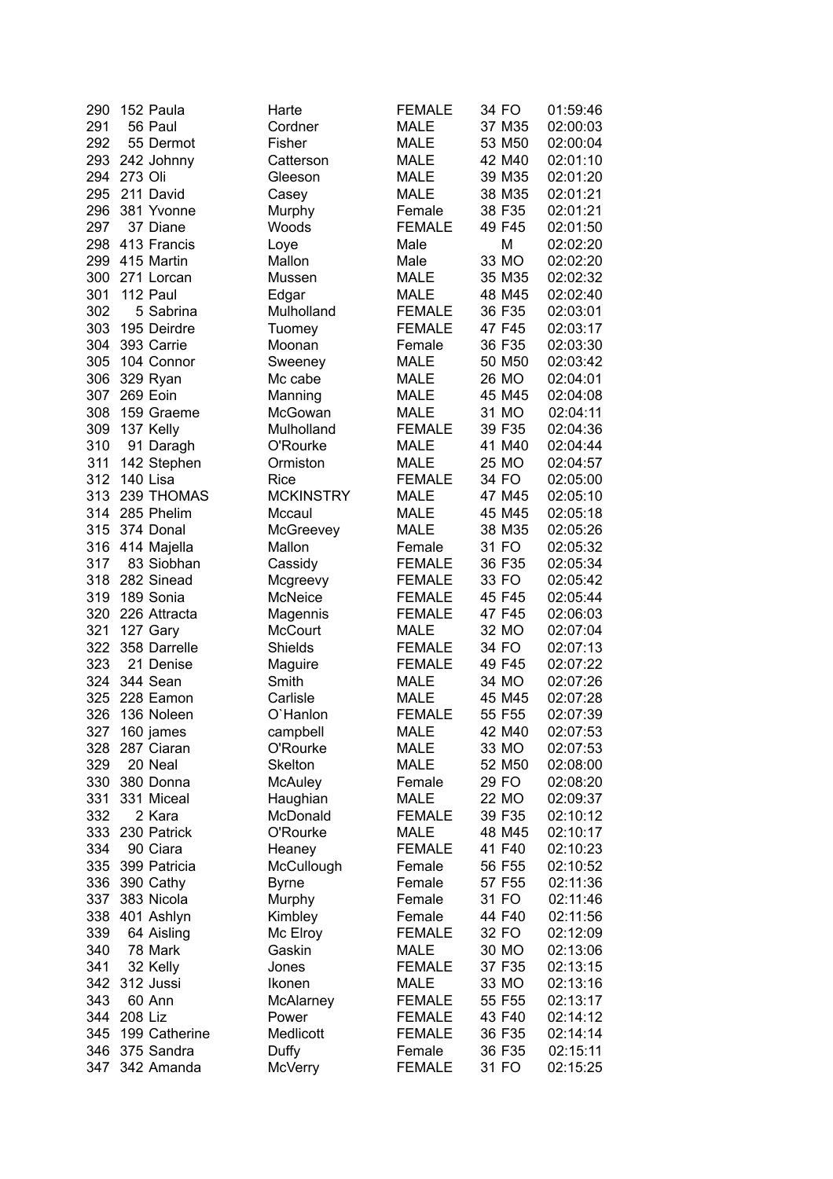| | | | | | | | |
|---|---|---|---|---|---|---|---|
| 290 | 152 | Paula | Harte | FEMALE | 34 | FO | 01:59:46 |
| 291 | 56 | Paul | Cordner | MALE | 37 | M35 | 02:00:03 |
| 292 | 55 | Dermot | Fisher | MALE | 53 | M50 | 02:00:04 |
| 293 | 242 | Johnny | Catterson | MALE | 42 | M40 | 02:01:10 |
| 294 | 273 | Oli | Gleeson | MALE | 39 | M35 | 02:01:20 |
| 295 | 211 | David | Casey | MALE | 38 | M35 | 02:01:21 |
| 296 | 381 | Yvonne | Murphy | Female | 38 | F35 | 02:01:21 |
| 297 | 37 | Diane | Woods | FEMALE | 49 | F45 | 02:01:50 |
| 298 | 413 | Francis | Loye | Male | | M | 02:02:20 |
| 299 | 415 | Martin | Mallon | Male | 33 | MO | 02:02:20 |
| 300 | 271 | Lorcan | Mussen | MALE | 35 | M35 | 02:02:32 |
| 301 | 112 | Paul | Edgar | MALE | 48 | M45 | 02:02:40 |
| 302 | 5 | Sabrina | Mulholland | FEMALE | 36 | F35 | 02:03:01 |
| 303 | 195 | Deirdre | Tuomey | FEMALE | 47 | F45 | 02:03:17 |
| 304 | 393 | Carrie | Moonan | Female | 36 | F35 | 02:03:30 |
| 305 | 104 | Connor | Sweeney | MALE | 50 | M50 | 02:03:42 |
| 306 | 329 | Ryan | Mc cabe | MALE | 26 | MO | 02:04:01 |
| 307 | 269 | Eoin | Manning | MALE | 45 | M45 | 02:04:08 |
| 308 | 159 | Graeme | McGowan | MALE | 31 | MO | 02:04:11 |
| 309 | 137 | Kelly | Mulholland | FEMALE | 39 | F35 | 02:04:36 |
| 310 | 91 | Daragh | O'Rourke | MALE | 41 | M40 | 02:04:44 |
| 311 | 142 | Stephen | Ormiston | MALE | 25 | MO | 02:04:57 |
| 312 | 140 | Lisa | Rice | FEMALE | 34 | FO | 02:05:00 |
| 313 | 239 | THOMAS | MCKINSTRY | MALE | 47 | M45 | 02:05:10 |
| 314 | 285 | Phelim | Mccaul | MALE | 45 | M45 | 02:05:18 |
| 315 | 374 | Donal | McGreevey | MALE | 38 | M35 | 02:05:26 |
| 316 | 414 | Majella | Mallon | Female | 31 | FO | 02:05:32 |
| 317 | 83 | Siobhan | Cassidy | FEMALE | 36 | F35 | 02:05:34 |
| 318 | 282 | Sinead | Mcgreevy | FEMALE | 33 | FO | 02:05:42 |
| 319 | 189 | Sonia | McNeice | FEMALE | 45 | F45 | 02:05:44 |
| 320 | 226 | Attracta | Magennis | FEMALE | 47 | F45 | 02:06:03 |
| 321 | 127 | Gary | McCourt | MALE | 32 | MO | 02:07:04 |
| 322 | 358 | Darrelle | Shields | FEMALE | 34 | FO | 02:07:13 |
| 323 | 21 | Denise | Maguire | FEMALE | 49 | F45 | 02:07:22 |
| 324 | 344 | Sean | Smith | MALE | 34 | MO | 02:07:26 |
| 325 | 228 | Eamon | Carlisle | MALE | 45 | M45 | 02:07:28 |
| 326 | 136 | Noleen | O`Hanlon | FEMALE | 55 | F55 | 02:07:39 |
| 327 | 160 | james | campbell | MALE | 42 | M40 | 02:07:53 |
| 328 | 287 | Ciaran | O'Rourke | MALE | 33 | MO | 02:07:53 |
| 329 | 20 | Neal | Skelton | MALE | 52 | M50 | 02:08:00 |
| 330 | 380 | Donna | McAuley | Female | 29 | FO | 02:08:20 |
| 331 | 331 | Miceal | Haughian | MALE | 22 | MO | 02:09:37 |
| 332 | 2 | Kara | McDonald | FEMALE | 39 | F35 | 02:10:12 |
| 333 | 230 | Patrick | O'Rourke | MALE | 48 | M45 | 02:10:17 |
| 334 | 90 | Ciara | Heaney | FEMALE | 41 | F40 | 02:10:23 |
| 335 | 399 | Patricia | McCullough | Female | 56 | F55 | 02:10:52 |
| 336 | 390 | Cathy | Byrne | Female | 57 | F55 | 02:11:36 |
| 337 | 383 | Nicola | Murphy | Female | 31 | FO | 02:11:46 |
| 338 | 401 | Ashlyn | Kimbley | Female | 44 | F40 | 02:11:56 |
| 339 | 64 | Aisling | Mc Elroy | FEMALE | 32 | FO | 02:12:09 |
| 340 | 78 | Mark | Gaskin | MALE | 30 | MO | 02:13:06 |
| 341 | 32 | Kelly | Jones | FEMALE | 37 | F35 | 02:13:15 |
| 342 | 312 | Jussi | Ikonen | MALE | 33 | MO | 02:13:16 |
| 343 | 60 | Ann | McAlarney | FEMALE | 55 | F55 | 02:13:17 |
| 344 | 208 | Liz | Power | FEMALE | 43 | F40 | 02:14:12 |
| 345 | 199 | Catherine | Medlicott | FEMALE | 36 | F35 | 02:14:14 |
| 346 | 375 | Sandra | Duffy | Female | 36 | F35 | 02:15:11 |
| 347 | 342 | Amanda | McVerry | FEMALE | 31 | FO | 02:15:25 |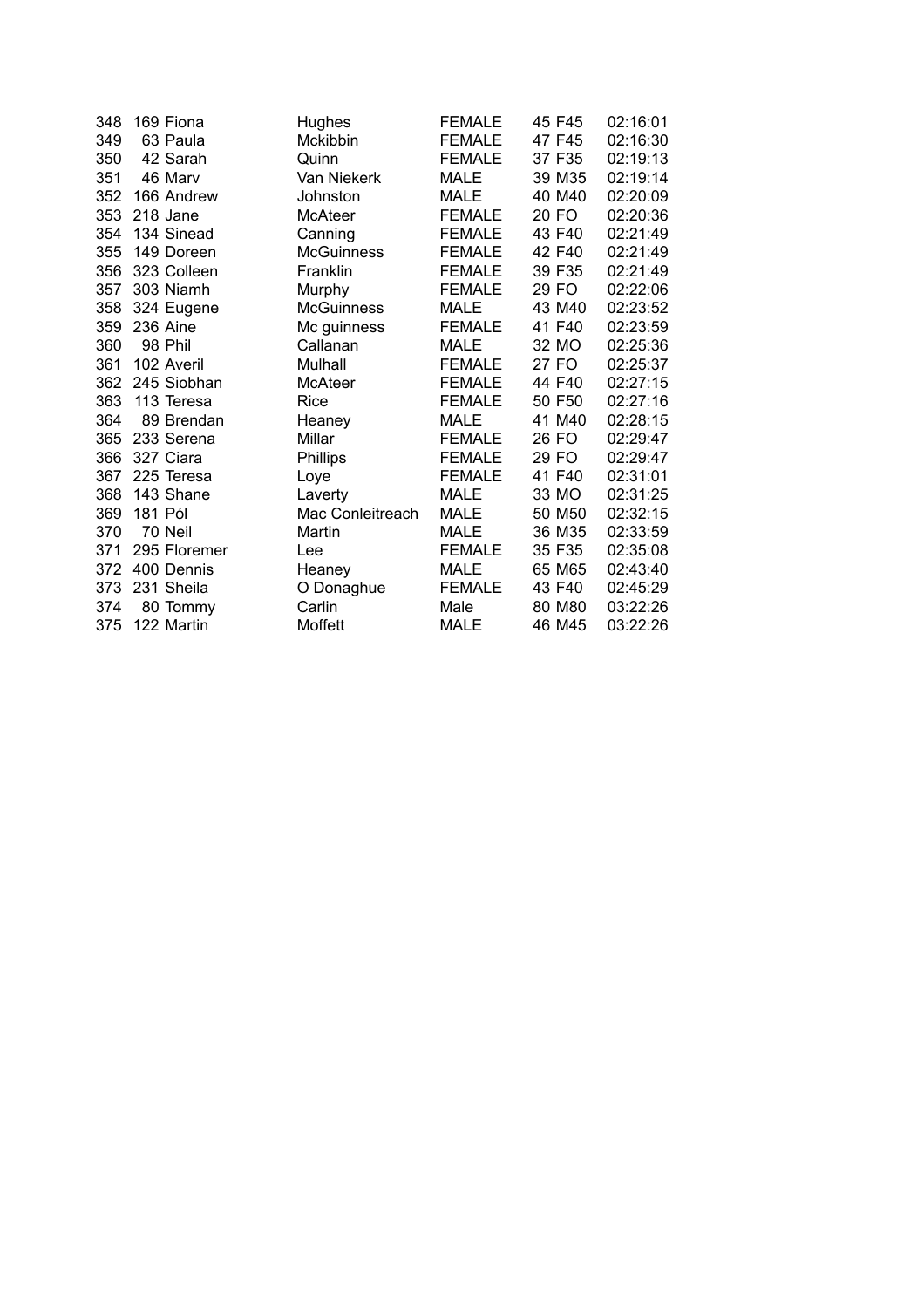| | | | | | | | |
|---|---|---|---|---|---|---|---|
| 348 | 169 | Fiona | Hughes | FEMALE | 45 | F45 | 02:16:01 |
| 349 | 63 | Paula | Mckibbin | FEMALE | 47 | F45 | 02:16:30 |
| 350 | 42 | Sarah | Quinn | FEMALE | 37 | F35 | 02:19:13 |
| 351 | 46 | Marv | Van Niekerk | MALE | 39 | M35 | 02:19:14 |
| 352 | 166 | Andrew | Johnston | MALE | 40 | M40 | 02:20:09 |
| 353 | 218 | Jane | McAteer | FEMALE | 20 | FO | 02:20:36 |
| 354 | 134 | Sinead | Canning | FEMALE | 43 | F40 | 02:21:49 |
| 355 | 149 | Doreen | McGuinness | FEMALE | 42 | F40 | 02:21:49 |
| 356 | 323 | Colleen | Franklin | FEMALE | 39 | F35 | 02:21:49 |
| 357 | 303 | Niamh | Murphy | FEMALE | 29 | FO | 02:22:06 |
| 358 | 324 | Eugene | McGuinness | MALE | 43 | M40 | 02:23:52 |
| 359 | 236 | Aine | Mc guinness | FEMALE | 41 | F40 | 02:23:59 |
| 360 | 98 | Phil | Callanan | MALE | 32 | MO | 02:25:36 |
| 361 | 102 | Averil | Mulhall | FEMALE | 27 | FO | 02:25:37 |
| 362 | 245 | Siobhan | McAteer | FEMALE | 44 | F40 | 02:27:15 |
| 363 | 113 | Teresa | Rice | FEMALE | 50 | F50 | 02:27:16 |
| 364 | 89 | Brendan | Heaney | MALE | 41 | M40 | 02:28:15 |
| 365 | 233 | Serena | Millar | FEMALE | 26 | FO | 02:29:47 |
| 366 | 327 | Ciara | Phillips | FEMALE | 29 | FO | 02:29:47 |
| 367 | 225 | Teresa | Loye | FEMALE | 41 | F40 | 02:31:01 |
| 368 | 143 | Shane | Laverty | MALE | 33 | MO | 02:31:25 |
| 369 | 181 | Pól | Mac Conleitreach | MALE | 50 | M50 | 02:32:15 |
| 370 | 70 | Neil | Martin | MALE | 36 | M35 | 02:33:59 |
| 371 | 295 | Floremer | Lee | FEMALE | 35 | F35 | 02:35:08 |
| 372 | 400 | Dennis | Heaney | MALE | 65 | M65 | 02:43:40 |
| 373 | 231 | Sheila | O Donaghue | FEMALE | 43 | F40 | 02:45:29 |
| 374 | 80 | Tommy | Carlin | Male | 80 | M80 | 03:22:26 |
| 375 | 122 | Martin | Moffett | MALE | 46 | M45 | 03:22:26 |